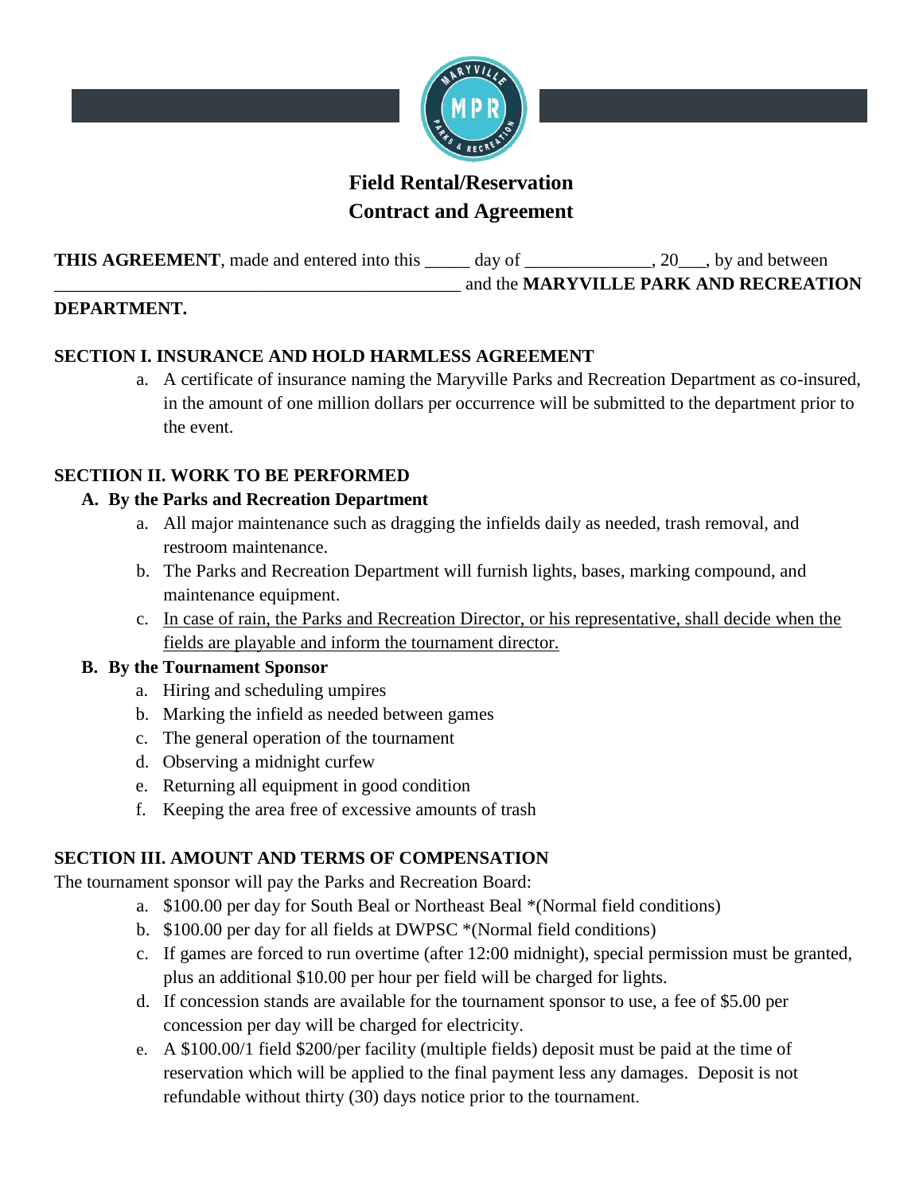# Field Rental/Reservation Contract and Agreement

**THIS AGREEMENT**, made and entered into this _____ day of ______________, 20___, by and between _______________________________________________ and the **MARYVILLE PARK AND RECREATION DEPARTMENT.**

**SECTION I. INSURANCE AND HOLD HARMLESS AGREEMENT**

a. A certificate of insurance naming the Maryville Parks and Recreation Department as co-insured, in the amount of one million dollars per occurrence will be submitted to the department prior to the event.

**SECTIION II. WORK TO BE PERFORMED**

**A. By the Parks and Recreation Department**

a. All major maintenance such as dragging the infields daily as needed, trash removal, and restroom maintenance.
b. The Parks and Recreation Department will furnish lights, bases, marking compound, and maintenance equipment.
c. <u>In case of rain, the Parks and Recreation Director, or his representative, shall decide when the fields are playable and inform the tournament director.</u>

**B. By the Tournament Sponsor**

a. Hiring and scheduling umpires
b. Marking the infield as needed between games
c. The general operation of the tournament
d. Observing a midnight curfew
e. Returning all equipment in good condition
f. Keeping the area free of excessive amounts of trash

**SECTION III. AMOUNT AND TERMS OF COMPENSATION**

The tournament sponsor will pay the Parks and Recreation Board:

a. $100.00 per day for South Beal or Northeast Beal *(Normal field conditions)
b. $100.00 per day for all fields at DWPSC *(Normal field conditions)
c. If games are forced to run overtime (after 12:00 midnight), special permission must be granted, plus an additional $10.00 per hour per field will be charged for lights.
d. If concession stands are available for the tournament sponsor to use, a fee of $5.00 per concession per day will be charged for electricity.
e. A $100.00/1 field $200/per facility (multiple fields) deposit must be paid at the time of reservation which will be applied to the final payment less any damages. Deposit is not refundable without thirty (30) days notice prior to the tournament.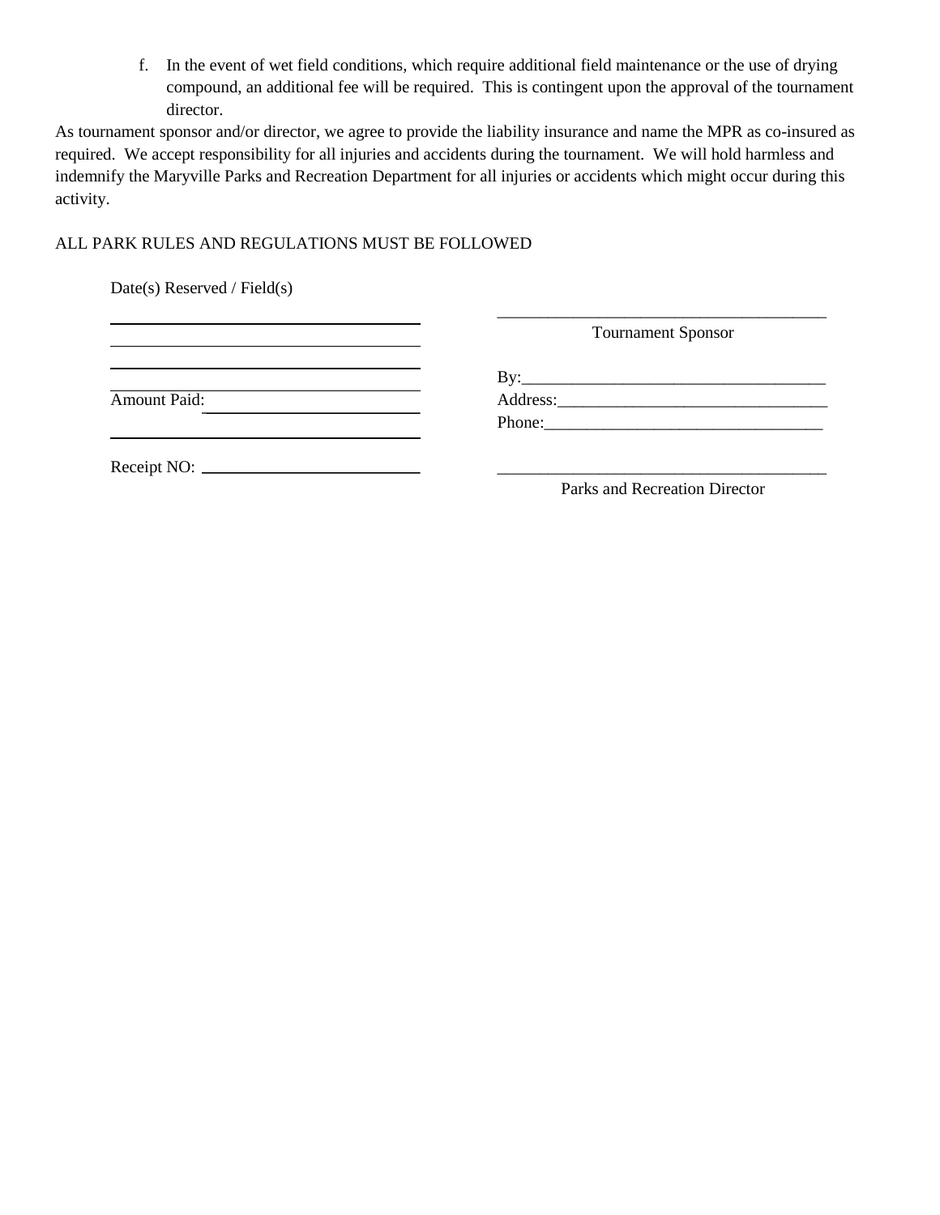f. In the event of wet field conditions, which require additional field maintenance or the use of drying compound, an additional fee will be required. This is contingent upon the approval of the tournament director.

As tournament sponsor and/or director, we agree to provide the liability insurance and name the MPR as co-insured as required. We accept responsibility for all injuries and accidents during the tournament. We will hold harmless and indemnify the Maryville Parks and Recreation Department for all injuries or accidents which might occur during this activity.

ALL PARK RULES AND REGULATIONS MUST BE FOLLOWED

Date(s) Reserved / Field(s)

______________________________

______________________________

______________________________

______________________________

Amount Paid: ______________________

______________________________

Receipt NO: ______________________

______________________________
Tournament Sponsor

By:______________________________

Address:__________________________

Phone:___________________________

______________________________
Parks and Recreation Director